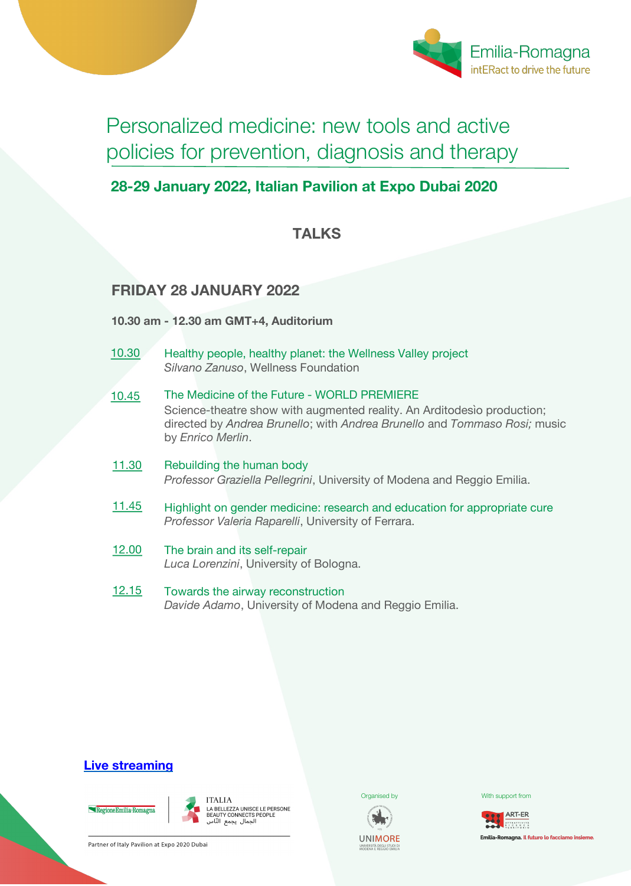Emilia-Romagna
intERact to drive the future

# Personalized medicine: new tools and active policies for prevention, diagnosis and therapy

**28-29 January 2022, Italian Pavilion at Expo Dubai 2020**

## TALKS

### FRIDAY 28 JANUARY 2022

**10.30 am - 12.30 am GMT+4, Auditorium**

10.30 Healthy people, healthy planet: the Wellness Valley project
*Silvano Zanuso*, Wellness Foundation

10.45 The Medicine of the Future - WORLD PREMIERE
Science-theatre show with augmented reality. An Arditodesìo production; directed by *Andrea Brunello*; with *Andrea Brunello* and *Tommaso Rosi;* music by *Enrico Merlin*.

11.30 Rebuilding the human body
*Professor Graziella Pellegrini*, University of Modena and Reggio Emilia.

11.45 Highlight on gender medicine: research and education for appropriate cure
*Professor Valeria Raparelli*, University of Ferrara.

12.00 The brain and its self-repair
*Luca Lorenzini*, University of Bologna.

12.15 Towards the airway reconstruction
*Davide Adamo*, University of Modena and Reggio Emilia.

**Live streaming**

RegioneEmilia-Romagna

ITALIA
LA BELLEZZA UNISCE LE PERSONE
BEAUTY CONNECTS PEOPLE
الجمال يجمع النّاس

Partner of Italy Pavilion at Expo 2020 Dubai

Organised by
UNIMORE
UNIVERSITÀ DEGLI STUDI DI MODENA E REGGIO EMILIA

With support from
ART-ER
Emilia-Romagna. Il futuro lo facciamo insieme.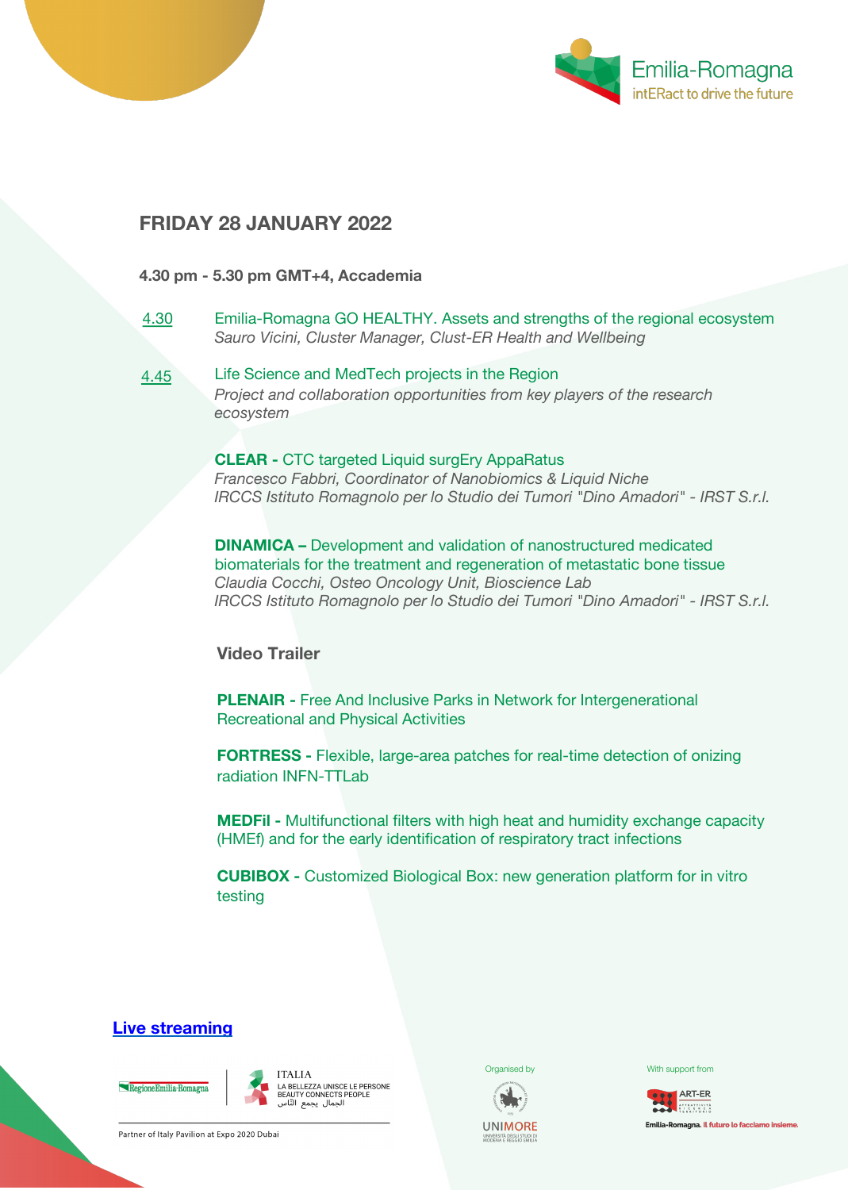## FRIDAY 28 JANUARY 2022

**4.30 pm - 5.30 pm GMT+4, Accademia**

4.30 Emilia-Romagna GO HEALTHY. Assets and strengths of the regional ecosystem
*Sauro Vicini, Cluster Manager, Clust-ER Health and Wellbeing*

4.45 Life Science and MedTech projects in the Region
*Project and collaboration opportunities from key players of the research ecosystem*

**CLEAR -** CTC targeted Liquid surgEry AppaRatus
*Francesco Fabbri, Coordinator of Nanobiomics & Liquid Niche*
*IRCCS Istituto Romagnolo per lo Studio dei Tumori "Dino Amadori" - IRST S.r.l.*

**DINAMICA –** Development and validation of nanostructured medicated biomaterials for the treatment and regeneration of metastatic bone tissue
*Claudia Cocchi, Osteo Oncology Unit, Bioscience Lab*
*IRCCS Istituto Romagnolo per lo Studio dei Tumori "Dino Amadori" - IRST S.r.l.*

**Video Trailer**

**PLENAIR -** Free And Inclusive Parks in Network for Intergenerational Recreational and Physical Activities

**FORTRESS -** Flexible, large-area patches for real-time detection of onizing radiation INFN-TTLab

**MEDFil -** Multifunctional filters with high heat and humidity exchange capacity (HMEf) and for the early identification of respiratory tract infections

**CUBIBOX -** Customized Biological Box: new generation platform for in vitro testing

**Live streaming**

Partner of Italy Pavilion at Expo 2020 Dubai

Organised by UNIMORE

With support from ART-ER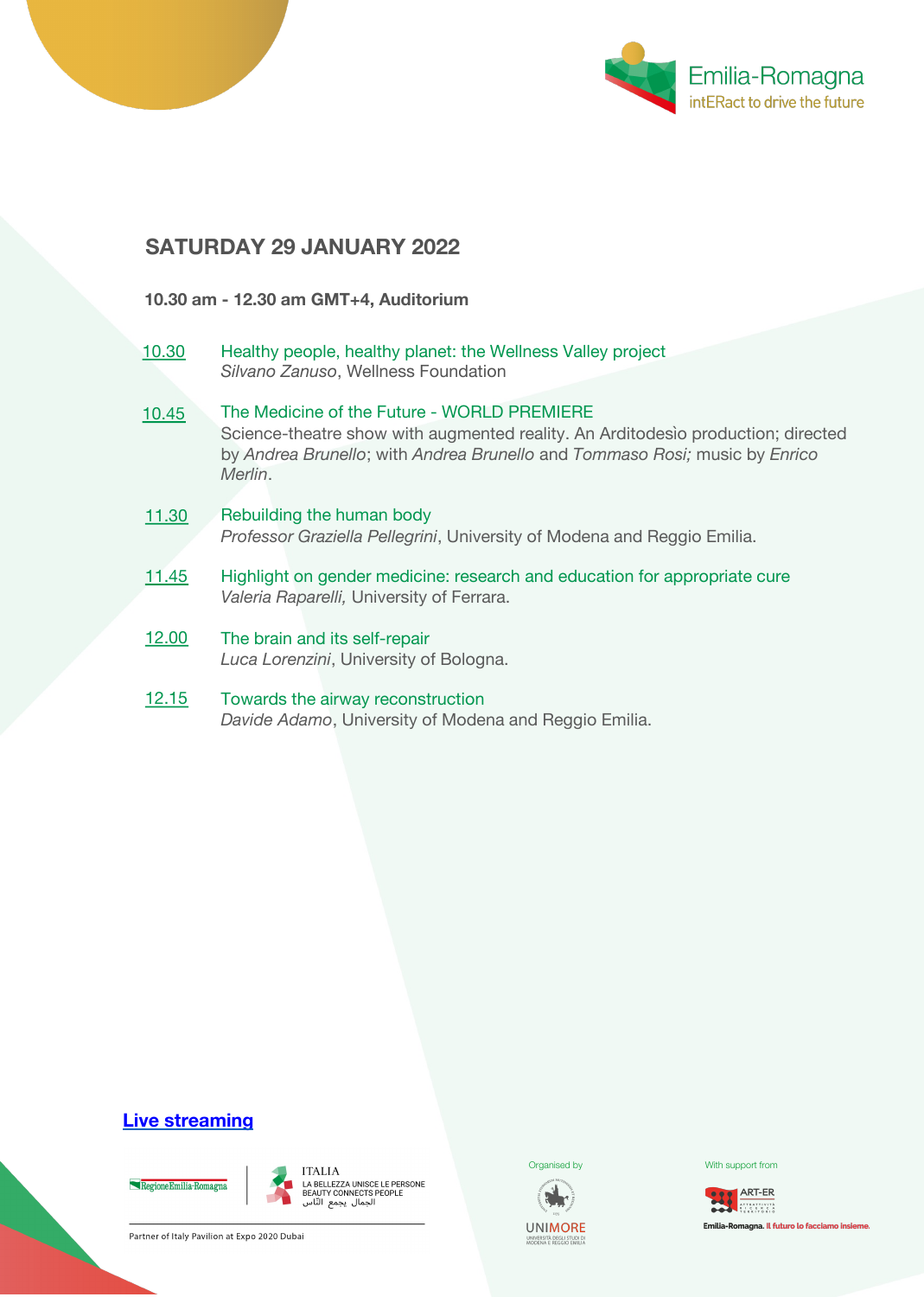## SATURDAY 29 JANUARY 2022

**10.30 am - 12.30 am GMT+4, Auditorium**

10.30 Healthy people, healthy planet: the Wellness Valley project
*Silvano Zanuso*, Wellness Foundation

10.45 The Medicine of the Future - WORLD PREMIERE
Science-theatre show with augmented reality. An Arditodesìo production; directed by *Andrea Brunello*; with *Andrea Brunello* and *Tommaso Rosi;* music by *Enrico Merlin*.

11.30 Rebuilding the human body
*Professor Graziella Pellegrini*, University of Modena and Reggio Emilia.

11.45 Highlight on gender medicine: research and education for appropriate cure
*Valeria Raparelli,* University of Ferrara.

12.00 The brain and its self-repair
*Luca Lorenzini*, University of Bologna.

12.15 Towards the airway reconstruction
*Davide Adamo*, University of Modena and Reggio Emilia.

**Live streaming**

Partner of Italy Pavilion at Expo 2020 Dubai

Organised by

With support from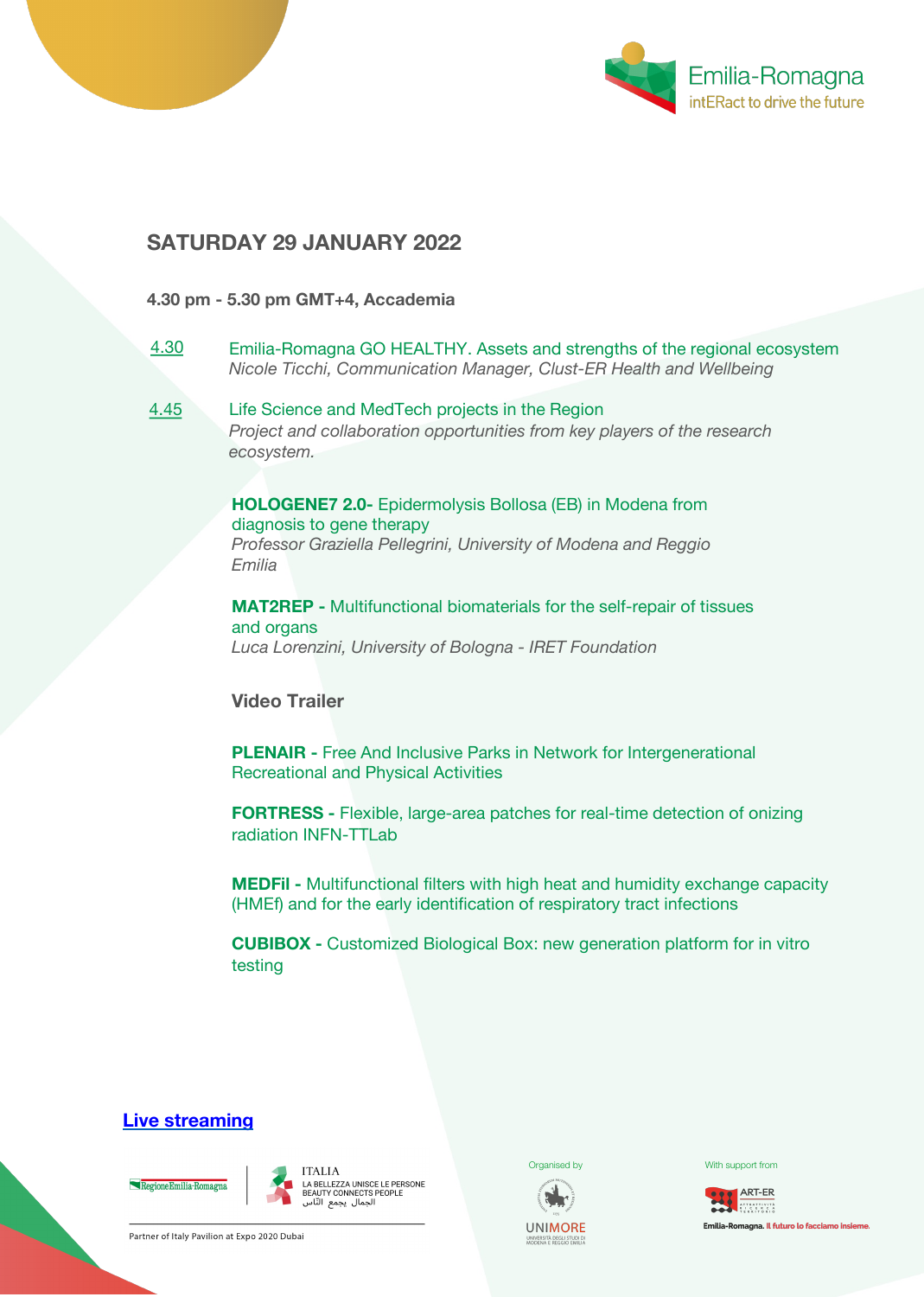Emilia-Romagna
intERact to drive the future

## SATURDAY 29 JANUARY 2022

**4.30 pm - 5.30 pm GMT+4, Accademia**

4.30 Emilia-Romagna GO HEALTHY. Assets and strengths of the regional ecosystem
*Nicole Ticchi, Communication Manager, Clust-ER Health and Wellbeing*

4.45 Life Science and MedTech projects in the Region
*Project and collaboration opportunities from key players of the research ecosystem.*

**HOLOGENE7 2.0-** Epidermolysis Bollosa (EB) in Modena from diagnosis to gene therapy
*Professor Graziella Pellegrini, University of Modena and Reggio Emilia*

**MAT2REP -** Multifunctional biomaterials for the self-repair of tissues and organs
*Luca Lorenzini, University of Bologna - IRET Foundation*

**Video Trailer**

**PLENAIR -** Free And Inclusive Parks in Network for Intergenerational Recreational and Physical Activities

**FORTRESS -** Flexible, large-area patches for real-time detection of onizing radiation INFN-TTLab

**MEDFil -** Multifunctional filters with high heat and humidity exchange capacity (HMEf) and for the early identification of respiratory tract infections

**CUBIBOX -** Customized Biological Box: new generation platform for in vitro testing

**Live streaming**

RegioneEmilia-Romagna | ITALIA LA BELLEZZA UNISCE LE PERSONE BEAUTY CONNECTS PEOPLE الجمال يجمع الناس

Partner of Italy Pavilion at Expo 2020 Dubai

Organised by UNIMORE UNIVERSITÀ DEGLI STUDI DI MODENA E REGGIO EMILIA

With support from ART-ER ATTRATTIVITÀ RICERCA TERRITORIO

Emilia-Romagna. Il futuro lo facciamo insieme.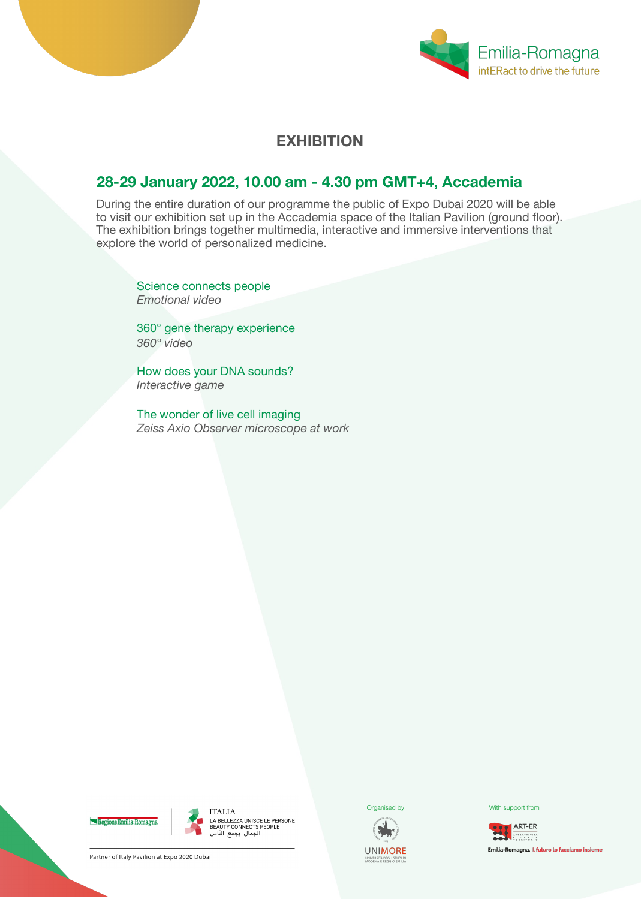Emilia-Romagna
intERact to drive the future

# EXHIBITION

## 28-29 January 2022, 10.00 am - 4.30 pm GMT+4, Accademia

During the entire duration of our programme the public of Expo Dubai 2020 will be able to visit our exhibition set up in the Accademia space of the Italian Pavilion (ground floor). The exhibition brings together multimedia, interactive and immersive interventions that explore the world of personalized medicine.

Science connects people
*Emotional video*

360° gene therapy experience
*360° video*

How does your DNA sounds?
*Interactive game*

The wonder of live cell imaging
*Zeiss Axio Observer microscope at work*

Regione Emilia-Romagna

ITALIA
LA BELLEZZA UNISCE LE PERSONE
BEAUTY CONNECTS PEOPLE
الجمال يجمع الناس

Partner of Italy Pavilion at Expo 2020 Dubai

Organised by

UNIMORE
UNIVERSITÀ DEGLI STUDI DI MODENA E REGGIO EMILIA

With support from

ART-ER
ATTRATTIVITÀ RICERCA TERRITORIO

Emilia-Romagna. Il futuro lo facciamo insieme.